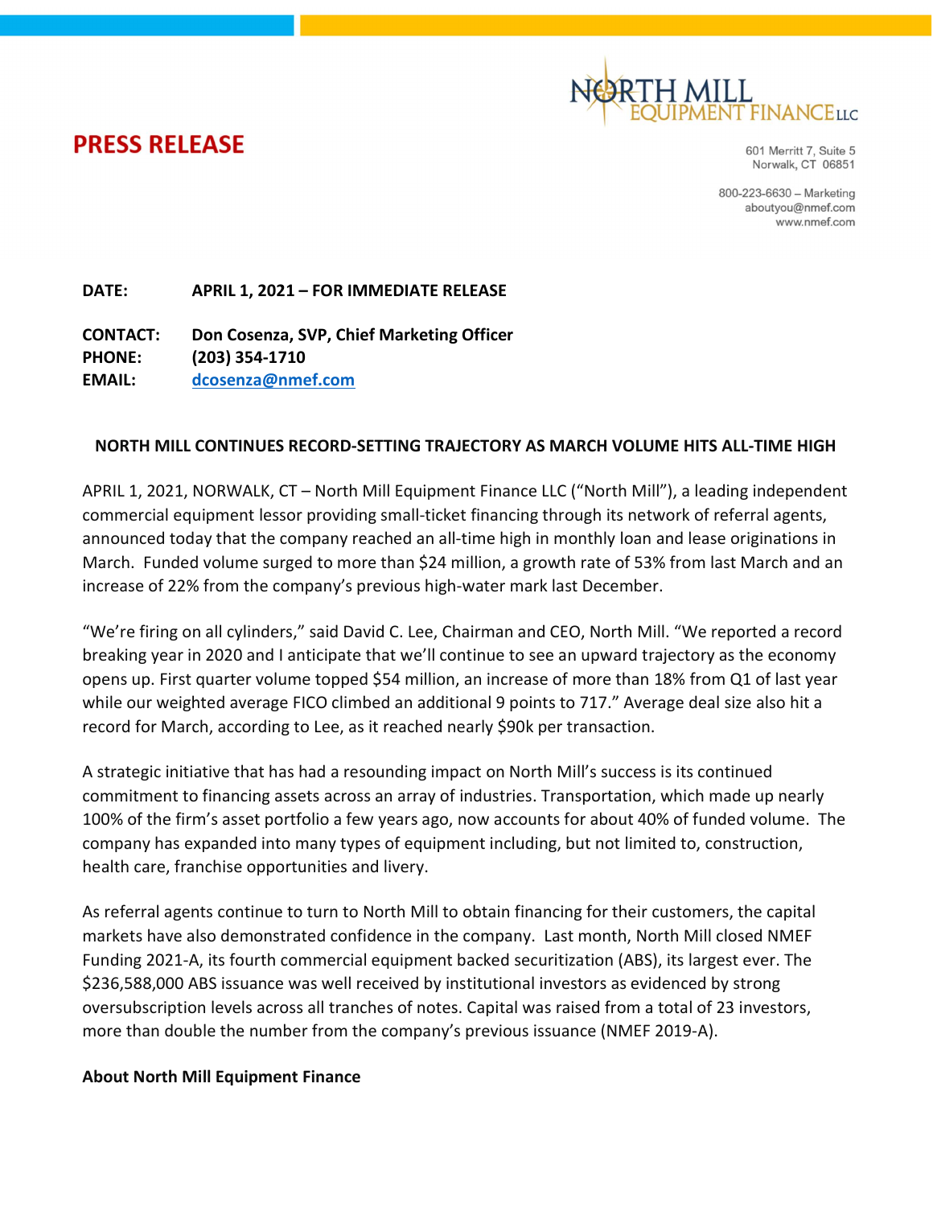NORTH MILL EQUIPMENT FINANCE LLC

# PRESS RELEASE

601 Merritt 7, Suite 5
Norwalk, CT 06851

800-223-6630 – Marketing
aboutyou@nmef.com
www.nmef.com

**DATE:** **APRIL 1, 2021 – FOR IMMEDIATE RELEASE**

**CONTACT:** **Don Cosenza, SVP, Chief Marketing Officer**
**PHONE:** **(203) 354-1710**
**EMAIL:** **dcosenza@nmef.com**

## NORTH MILL CONTINUES RECORD-SETTING TRAJECTORY AS MARCH VOLUME HITS ALL-TIME HIGH

APRIL 1, 2021, NORWALK, CT – North Mill Equipment Finance LLC ("North Mill"), a leading independent commercial equipment lessor providing small-ticket financing through its network of referral agents, announced today that the company reached an all-time high in monthly loan and lease originations in March. Funded volume surged to more than $24 million, a growth rate of 53% from last March and an increase of 22% from the company's previous high-water mark last December.

"We're firing on all cylinders," said David C. Lee, Chairman and CEO, North Mill. "We reported a record breaking year in 2020 and I anticipate that we'll continue to see an upward trajectory as the economy opens up. First quarter volume topped $54 million, an increase of more than 18% from Q1 of last year while our weighted average FICO climbed an additional 9 points to 717." Average deal size also hit a record for March, according to Lee, as it reached nearly $90k per transaction.

A strategic initiative that has had a resounding impact on North Mill's success is its continued commitment to financing assets across an array of industries. Transportation, which made up nearly 100% of the firm's asset portfolio a few years ago, now accounts for about 40% of funded volume. The company has expanded into many types of equipment including, but not limited to, construction, health care, franchise opportunities and livery.

As referral agents continue to turn to North Mill to obtain financing for their customers, the capital markets have also demonstrated confidence in the company. Last month, North Mill closed NMEF Funding 2021-A, its fourth commercial equipment backed securitization (ABS), its largest ever. The $236,588,000 ABS issuance was well received by institutional investors as evidenced by strong oversubscription levels across all tranches of notes. Capital was raised from a total of 23 investors, more than double the number from the company's previous issuance (NMEF 2019-A).

**About North Mill Equipment Finance**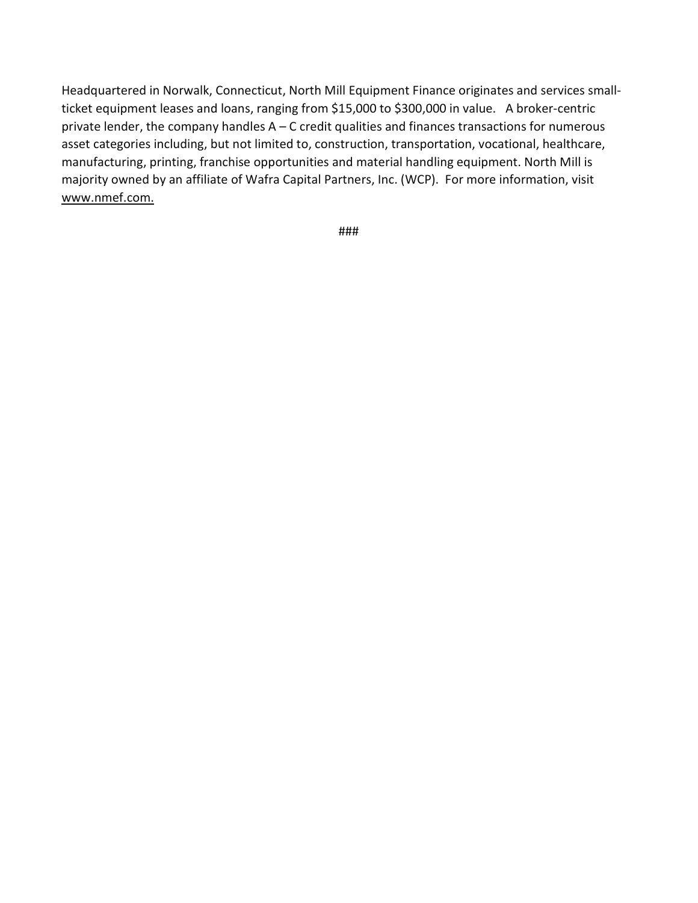Headquartered in Norwalk, Connecticut, North Mill Equipment Finance originates and services small-ticket equipment leases and loans, ranging from $15,000 to $300,000 in value. A broker-centric private lender, the company handles A – C credit qualities and finances transactions for numerous asset categories including, but not limited to, construction, transportation, vocational, healthcare, manufacturing, printing, franchise opportunities and material handling equipment. North Mill is majority owned by an affiliate of Wafra Capital Partners, Inc. (WCP). For more information, visit www.nmef.com.

###